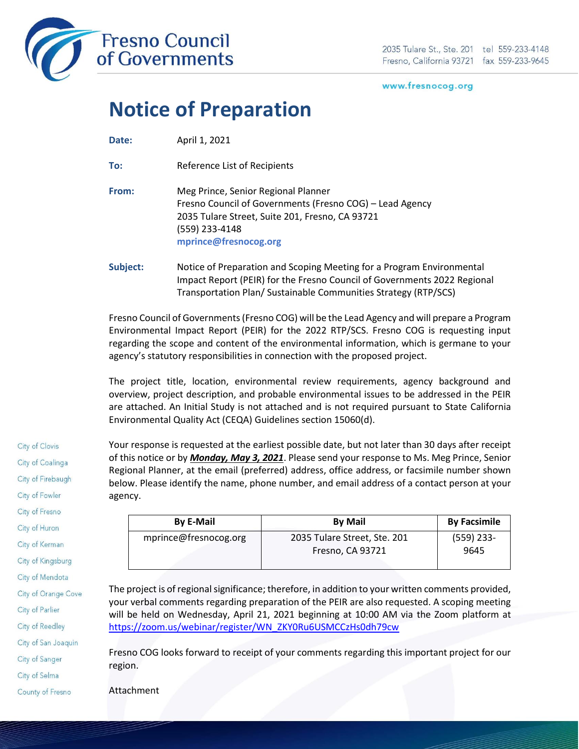Fresno Council of Governments

2035 Tulare St., Ste. 201 tel 559-233-4148
Fresno, California 93721 fax 559-233-9645

www.fresnocog.org

# Notice of Preparation

**Date:** April 1, 2021

**To:** Reference List of Recipients

**From:** Meg Prince, Senior Regional Planner
Fresno Council of Governments (Fresno COG) – Lead Agency
2035 Tulare Street, Suite 201, Fresno, CA 93721
(559) 233-4148
mprince@fresnocog.org

**Subject:** Notice of Preparation and Scoping Meeting for a Program Environmental Impact Report (PEIR) for the Fresno Council of Governments 2022 Regional Transportation Plan/ Sustainable Communities Strategy (RTP/SCS)

Fresno Council of Governments (Fresno COG) will be the Lead Agency and will prepare a Program Environmental Impact Report (PEIR) for the 2022 RTP/SCS. Fresno COG is requesting input regarding the scope and content of the environmental information, which is germane to your agency's statutory responsibilities in connection with the proposed project.

The project title, location, environmental review requirements, agency background and overview, project description, and probable environmental issues to be addressed in the PEIR are attached. An Initial Study is not attached and is not required pursuant to State California Environmental Quality Act (CEQA) Guidelines section 15060(d).

Your response is requested at the earliest possible date, but not later than 30 days after receipt of this notice or by ***Monday, May 3, 2021***. Please send your response to Ms. Meg Prince, Senior Regional Planner, at the email (preferred) address, office address, or facsimile number shown below. Please identify the name, phone number, and email address of a contact person at your agency.

| By E-Mail | By Mail | By Facsimile |
|---|---|---|
| mprince@fresnocog.org | 2035 Tulare Street, Ste. 201 Fresno, CA 93721 | (559) 233-9645 |

The project is of regional significance; therefore, in addition to your written comments provided, your verbal comments regarding preparation of the PEIR are also requested. A scoping meeting will be held on Wednesday, April 21, 2021 beginning at 10:00 AM via the Zoom platform at https://zoom.us/webinar/register/WN_ZKY0Ru6USMCCzHs0dh79cw

Fresno COG looks forward to receipt of your comments regarding this important project for our region.

Attachment

City of Clovis
City of Coalinga
City of Firebaugh
City of Fowler
City of Fresno
City of Huron
City of Kerman
City of Kingsburg
City of Mendota
City of Orange Cove
City of Parlier
City of Reedley
City of San Joaquin
City of Sanger
City of Selma
County of Fresno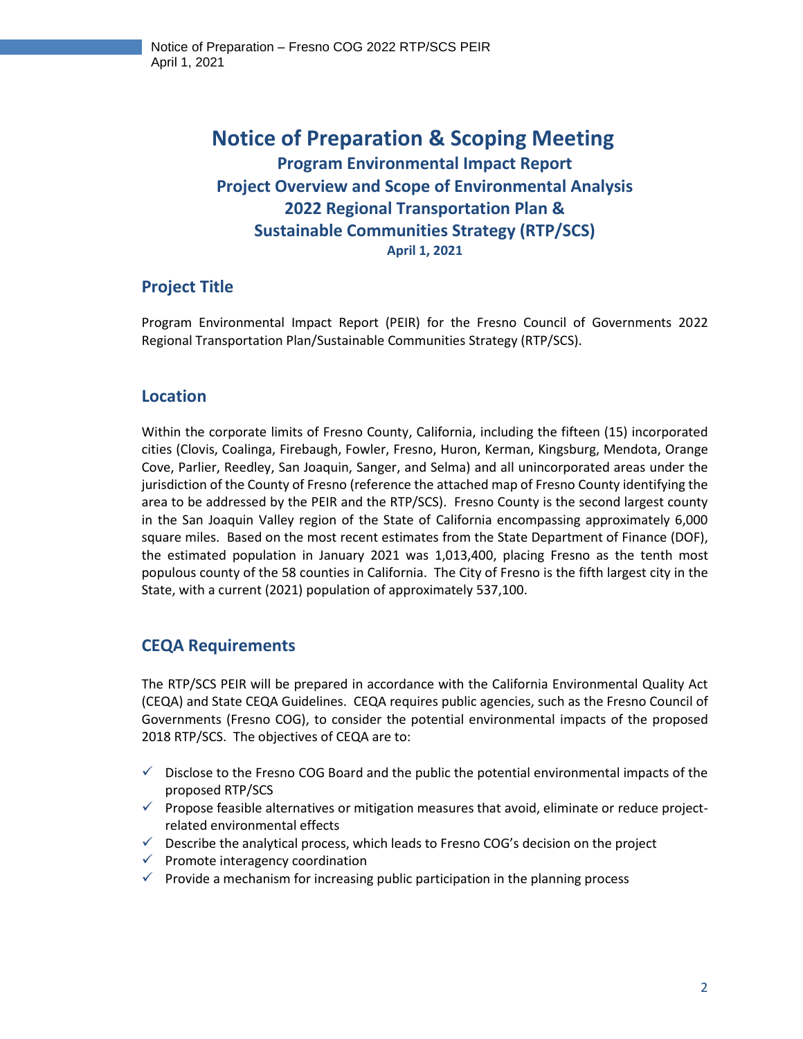# Notice of Preparation & Scoping Meeting

### Program Environmental Impact Report
### Project Overview and Scope of Environmental Analysis
### 2022 Regional Transportation Plan &
### Sustainable Communities Strategy (RTP/SCS)

**April 1, 2021**

## Project Title

Program Environmental Impact Report (PEIR) for the Fresno Council of Governments 2022 Regional Transportation Plan/Sustainable Communities Strategy (RTP/SCS).

## Location

Within the corporate limits of Fresno County, California, including the fifteen (15) incorporated cities (Clovis, Coalinga, Firebaugh, Fowler, Fresno, Huron, Kerman, Kingsburg, Mendota, Orange Cove, Parlier, Reedley, San Joaquin, Sanger, and Selma) and all unincorporated areas under the jurisdiction of the County of Fresno (reference the attached map of Fresno County identifying the area to be addressed by the PEIR and the RTP/SCS). Fresno County is the second largest county in the San Joaquin Valley region of the State of California encompassing approximately 6,000 square miles. Based on the most recent estimates from the State Department of Finance (DOF), the estimated population in January 2021 was 1,013,400, placing Fresno as the tenth most populous county of the 58 counties in California. The City of Fresno is the fifth largest city in the State, with a current (2021) population of approximately 537,100.

## CEQA Requirements

The RTP/SCS PEIR will be prepared in accordance with the California Environmental Quality Act (CEQA) and State CEQA Guidelines. CEQA requires public agencies, such as the Fresno Council of Governments (Fresno COG), to consider the potential environmental impacts of the proposed 2018 RTP/SCS. The objectives of CEQA are to:

- ✓ Disclose to the Fresno COG Board and the public the potential environmental impacts of the proposed RTP/SCS
- ✓ Propose feasible alternatives or mitigation measures that avoid, eliminate or reduce project-related environmental effects
- ✓ Describe the analytical process, which leads to Fresno COG's decision on the project
- ✓ Promote interagency coordination
- ✓ Provide a mechanism for increasing public participation in the planning process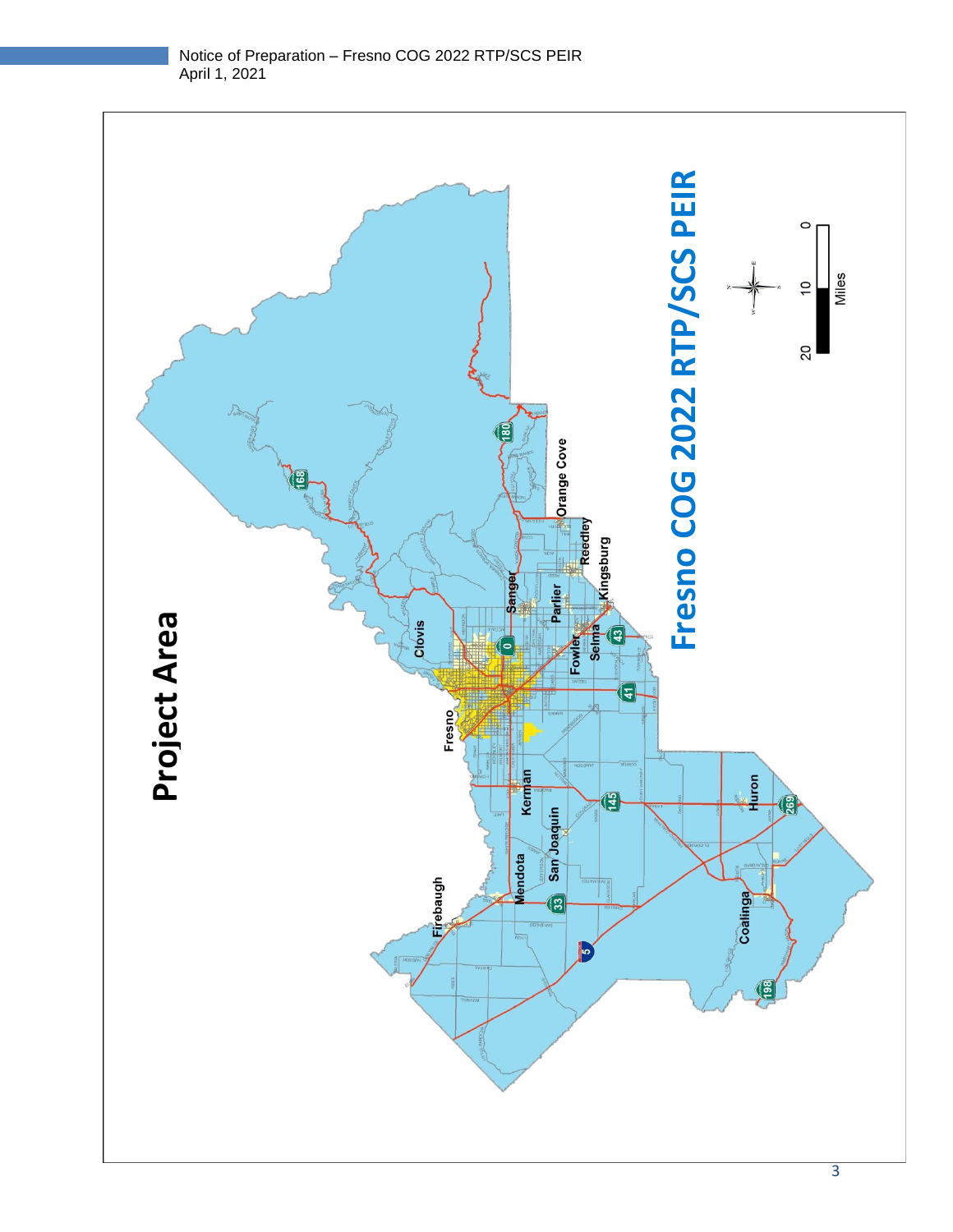# Project Area

# Fresno COG 2022 RTP/SCS PEIR

Clovis

Fresno

Sanger

Orange Cove

Reedley

Parlier

Kingsburg

Fowler

Selma

Kerman

San Joaquin

Mendota

Firebaugh

Huron

Coalinga

180

168

41

43

145

33

5

269

198

0 10 20

Miles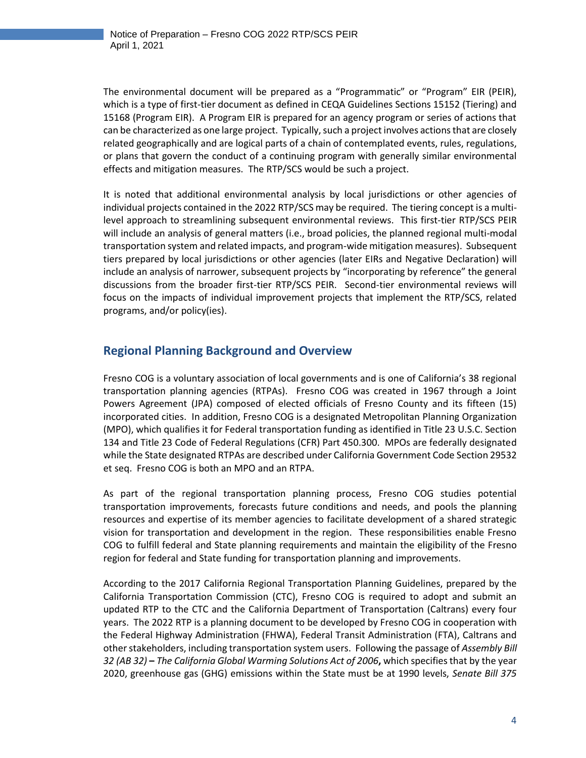The environmental document will be prepared as a "Programmatic" or "Program" EIR (PEIR), which is a type of first-tier document as defined in CEQA Guidelines Sections 15152 (Tiering) and 15168 (Program EIR). A Program EIR is prepared for an agency program or series of actions that can be characterized as one large project. Typically, such a project involves actions that are closely related geographically and are logical parts of a chain of contemplated events, rules, regulations, or plans that govern the conduct of a continuing program with generally similar environmental effects and mitigation measures. The RTP/SCS would be such a project.

It is noted that additional environmental analysis by local jurisdictions or other agencies of individual projects contained in the 2022 RTP/SCS may be required. The tiering concept is a multi-level approach to streamlining subsequent environmental reviews. This first-tier RTP/SCS PEIR will include an analysis of general matters (i.e., broad policies, the planned regional multi-modal transportation system and related impacts, and program-wide mitigation measures). Subsequent tiers prepared by local jurisdictions or other agencies (later EIRs and Negative Declaration) will include an analysis of narrower, subsequent projects by "incorporating by reference" the general discussions from the broader first-tier RTP/SCS PEIR. Second-tier environmental reviews will focus on the impacts of individual improvement projects that implement the RTP/SCS, related programs, and/or policy(ies).

## Regional Planning Background and Overview

Fresno COG is a voluntary association of local governments and is one of California's 38 regional transportation planning agencies (RTPAs). Fresno COG was created in 1967 through a Joint Powers Agreement (JPA) composed of elected officials of Fresno County and its fifteen (15) incorporated cities. In addition, Fresno COG is a designated Metropolitan Planning Organization (MPO), which qualifies it for Federal transportation funding as identified in Title 23 U.S.C. Section 134 and Title 23 Code of Federal Regulations (CFR) Part 450.300. MPOs are federally designated while the State designated RTPAs are described under California Government Code Section 29532 et seq. Fresno COG is both an MPO and an RTPA.

As part of the regional transportation planning process, Fresno COG studies potential transportation improvements, forecasts future conditions and needs, and pools the planning resources and expertise of its member agencies to facilitate development of a shared strategic vision for transportation and development in the region. These responsibilities enable Fresno COG to fulfill federal and State planning requirements and maintain the eligibility of the Fresno region for federal and State funding for transportation planning and improvements.

According to the 2017 California Regional Transportation Planning Guidelines, prepared by the California Transportation Commission (CTC), Fresno COG is required to adopt and submit an updated RTP to the CTC and the California Department of Transportation (Caltrans) every four years. The 2022 RTP is a planning document to be developed by Fresno COG in cooperation with the Federal Highway Administration (FHWA), Federal Transit Administration (FTA), Caltrans and other stakeholders, including transportation system users. Following the passage of *Assembly Bill 32 (AB 32)* **–** *The California Global Warming Solutions Act of 2006***,** which specifies that by the year 2020, greenhouse gas (GHG) emissions within the State must be at 1990 levels, *Senate Bill 375*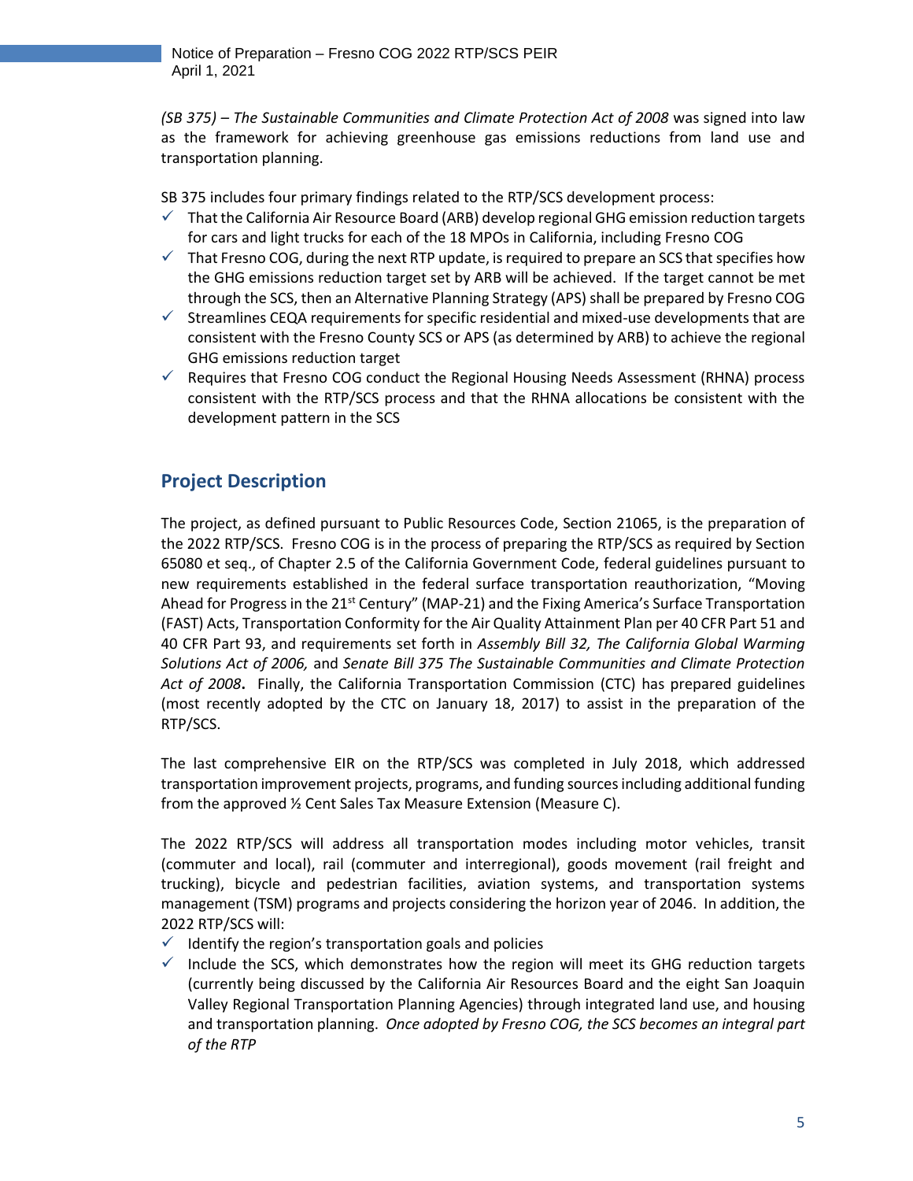*(SB 375) – The Sustainable Communities and Climate Protection Act of 2008* was signed into law as the framework for achieving greenhouse gas emissions reductions from land use and transportation planning.

SB 375 includes four primary findings related to the RTP/SCS development process:

- ✓ That the California Air Resource Board (ARB) develop regional GHG emission reduction targets for cars and light trucks for each of the 18 MPOs in California, including Fresno COG
- ✓ That Fresno COG, during the next RTP update, is required to prepare an SCS that specifies how the GHG emissions reduction target set by ARB will be achieved. If the target cannot be met through the SCS, then an Alternative Planning Strategy (APS) shall be prepared by Fresno COG
- ✓ Streamlines CEQA requirements for specific residential and mixed-use developments that are consistent with the Fresno County SCS or APS (as determined by ARB) to achieve the regional GHG emissions reduction target
- ✓ Requires that Fresno COG conduct the Regional Housing Needs Assessment (RHNA) process consistent with the RTP/SCS process and that the RHNA allocations be consistent with the development pattern in the SCS

## Project Description

The project, as defined pursuant to Public Resources Code, Section 21065, is the preparation of the 2022 RTP/SCS. Fresno COG is in the process of preparing the RTP/SCS as required by Section 65080 et seq., of Chapter 2.5 of the California Government Code, federal guidelines pursuant to new requirements established in the federal surface transportation reauthorization, "Moving Ahead for Progress in the 21st Century" (MAP-21) and the Fixing America's Surface Transportation (FAST) Acts, Transportation Conformity for the Air Quality Attainment Plan per 40 CFR Part 51 and 40 CFR Part 93, and requirements set forth in *Assembly Bill 32, The California Global Warming Solutions Act of 2006,* and *Senate Bill 375 The Sustainable Communities and Climate Protection Act of 2008*. Finally, the California Transportation Commission (CTC) has prepared guidelines (most recently adopted by the CTC on January 18, 2017) to assist in the preparation of the RTP/SCS.

The last comprehensive EIR on the RTP/SCS was completed in July 2018, which addressed transportation improvement projects, programs, and funding sources including additional funding from the approved ½ Cent Sales Tax Measure Extension (Measure C).

The 2022 RTP/SCS will address all transportation modes including motor vehicles, transit (commuter and local), rail (commuter and interregional), goods movement (rail freight and trucking), bicycle and pedestrian facilities, aviation systems, and transportation systems management (TSM) programs and projects considering the horizon year of 2046. In addition, the 2022 RTP/SCS will:

- ✓ Identify the region's transportation goals and policies
- ✓ Include the SCS, which demonstrates how the region will meet its GHG reduction targets (currently being discussed by the California Air Resources Board and the eight San Joaquin Valley Regional Transportation Planning Agencies) through integrated land use, and housing and transportation planning. *Once adopted by Fresno COG, the SCS becomes an integral part of the RTP*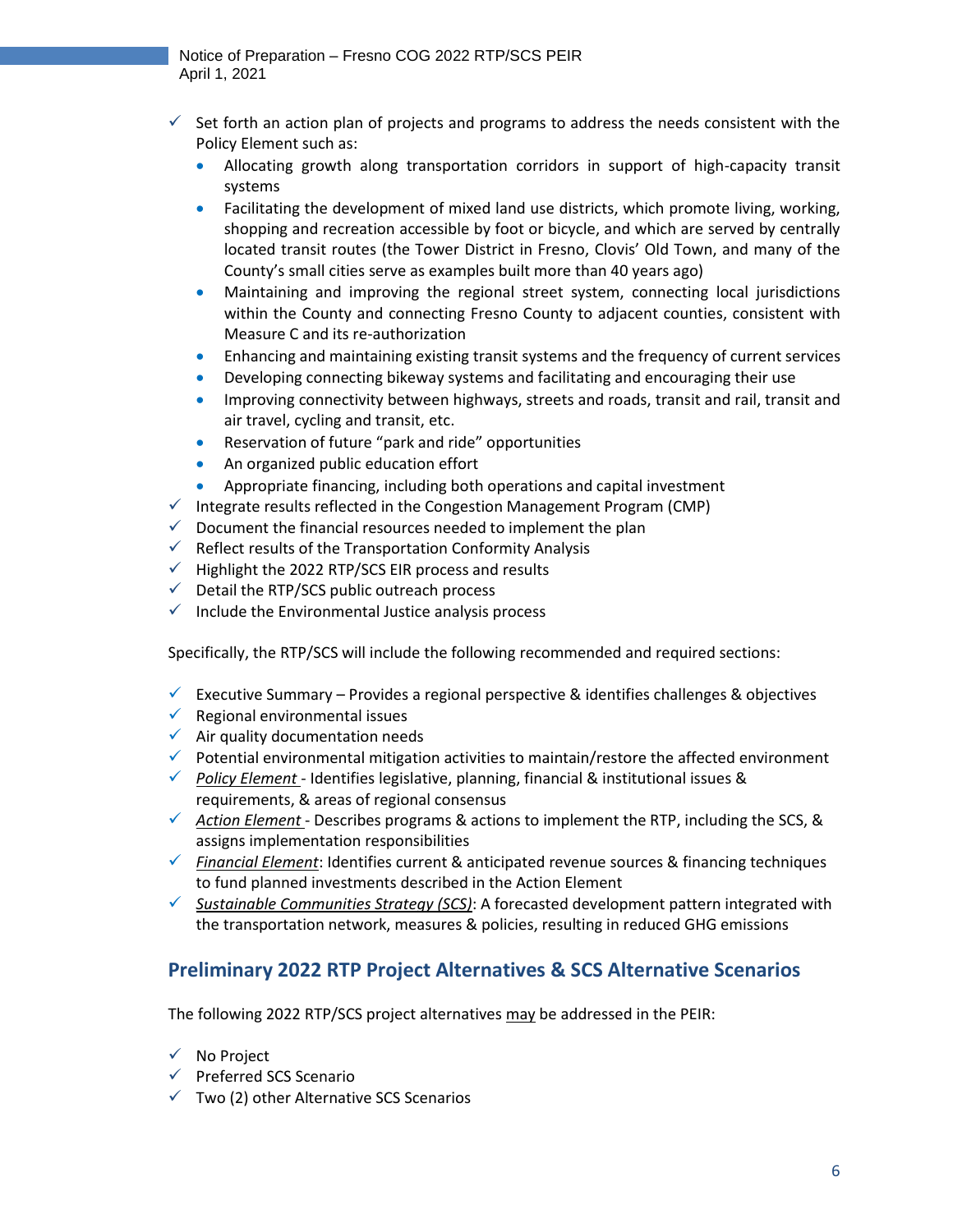- ✓ Set forth an action plan of projects and programs to address the needs consistent with the Policy Element such as:
  - Allocating growth along transportation corridors in support of high-capacity transit systems
  - Facilitating the development of mixed land use districts, which promote living, working, shopping and recreation accessible by foot or bicycle, and which are served by centrally located transit routes (the Tower District in Fresno, Clovis' Old Town, and many of the County's small cities serve as examples built more than 40 years ago)
  - Maintaining and improving the regional street system, connecting local jurisdictions within the County and connecting Fresno County to adjacent counties, consistent with Measure C and its re-authorization
  - Enhancing and maintaining existing transit systems and the frequency of current services
  - Developing connecting bikeway systems and facilitating and encouraging their use
  - Improving connectivity between highways, streets and roads, transit and rail, transit and air travel, cycling and transit, etc.
  - Reservation of future "park and ride" opportunities
  - An organized public education effort
  - Appropriate financing, including both operations and capital investment
- ✓ Integrate results reflected in the Congestion Management Program (CMP)
- ✓ Document the financial resources needed to implement the plan
- ✓ Reflect results of the Transportation Conformity Analysis
- ✓ Highlight the 2022 RTP/SCS EIR process and results
- ✓ Detail the RTP/SCS public outreach process
- ✓ Include the Environmental Justice analysis process

Specifically, the RTP/SCS will include the following recommended and required sections:

- ✓ Executive Summary – Provides a regional perspective & identifies challenges & objectives
- ✓ Regional environmental issues
- ✓ Air quality documentation needs
- ✓ Potential environmental mitigation activities to maintain/restore the affected environment
- ✓ *Policy Element* - Identifies legislative, planning, financial & institutional issues & requirements, & areas of regional consensus
- ✓ *Action Element* - Describes programs & actions to implement the RTP, including the SCS, & assigns implementation responsibilities
- ✓ *Financial Element*: Identifies current & anticipated revenue sources & financing techniques to fund planned investments described in the Action Element
- ✓ *Sustainable Communities Strategy (SCS)*: A forecasted development pattern integrated with the transportation network, measures & policies, resulting in reduced GHG emissions

## Preliminary 2022 RTP Project Alternatives & SCS Alternative Scenarios

The following 2022 RTP/SCS project alternatives may be addressed in the PEIR:

- ✓ No Project
- ✓ Preferred SCS Scenario
- ✓ Two (2) other Alternative SCS Scenarios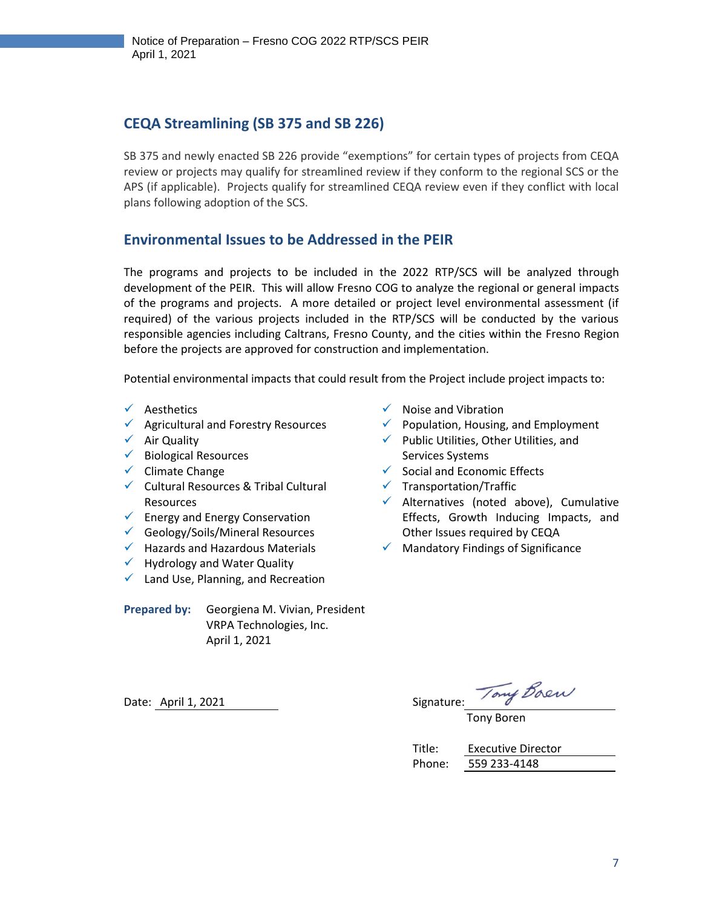## CEQA Streamlining (SB 375 and SB 226)

SB 375 and newly enacted SB 226 provide "exemptions" for certain types of projects from CEQA review or projects may qualify for streamlined review if they conform to the regional SCS or the APS (if applicable). Projects qualify for streamlined CEQA review even if they conflict with local plans following adoption of the SCS.

## Environmental Issues to be Addressed in the PEIR

The programs and projects to be included in the 2022 RTP/SCS will be analyzed through development of the PEIR. This will allow Fresno COG to analyze the regional or general impacts of the programs and projects. A more detailed or project level environmental assessment (if required) of the various projects included in the RTP/SCS will be conducted by the various responsible agencies including Caltrans, Fresno County, and the cities within the Fresno Region before the projects are approved for construction and implementation.

Potential environmental impacts that could result from the Project include project impacts to:

- ✓ Aesthetics
- ✓ Agricultural and Forestry Resources
- ✓ Air Quality
- ✓ Biological Resources
- ✓ Climate Change
- ✓ Cultural Resources & Tribal Cultural Resources
- ✓ Energy and Energy Conservation
- ✓ Geology/Soils/Mineral Resources
- ✓ Hazards and Hazardous Materials
- ✓ Hydrology and Water Quality
- ✓ Land Use, Planning, and Recreation
- ✓ Noise and Vibration
- ✓ Population, Housing, and Employment
- ✓ Public Utilities, Other Utilities, and Services Systems
- ✓ Social and Economic Effects
- ✓ Transportation/Traffic
- ✓ Alternatives (noted above), Cumulative Effects, Growth Inducing Impacts, and Other Issues required by CEQA
- ✓ Mandatory Findings of Significance

**Prepared by:** Georgiena M. Vivian, President
VRPA Technologies, Inc.
April 1, 2021

Date: April 1, 2021

Signature: Tony Boren
Tony Boren

Title: Executive Director
Phone: 559 233-4148